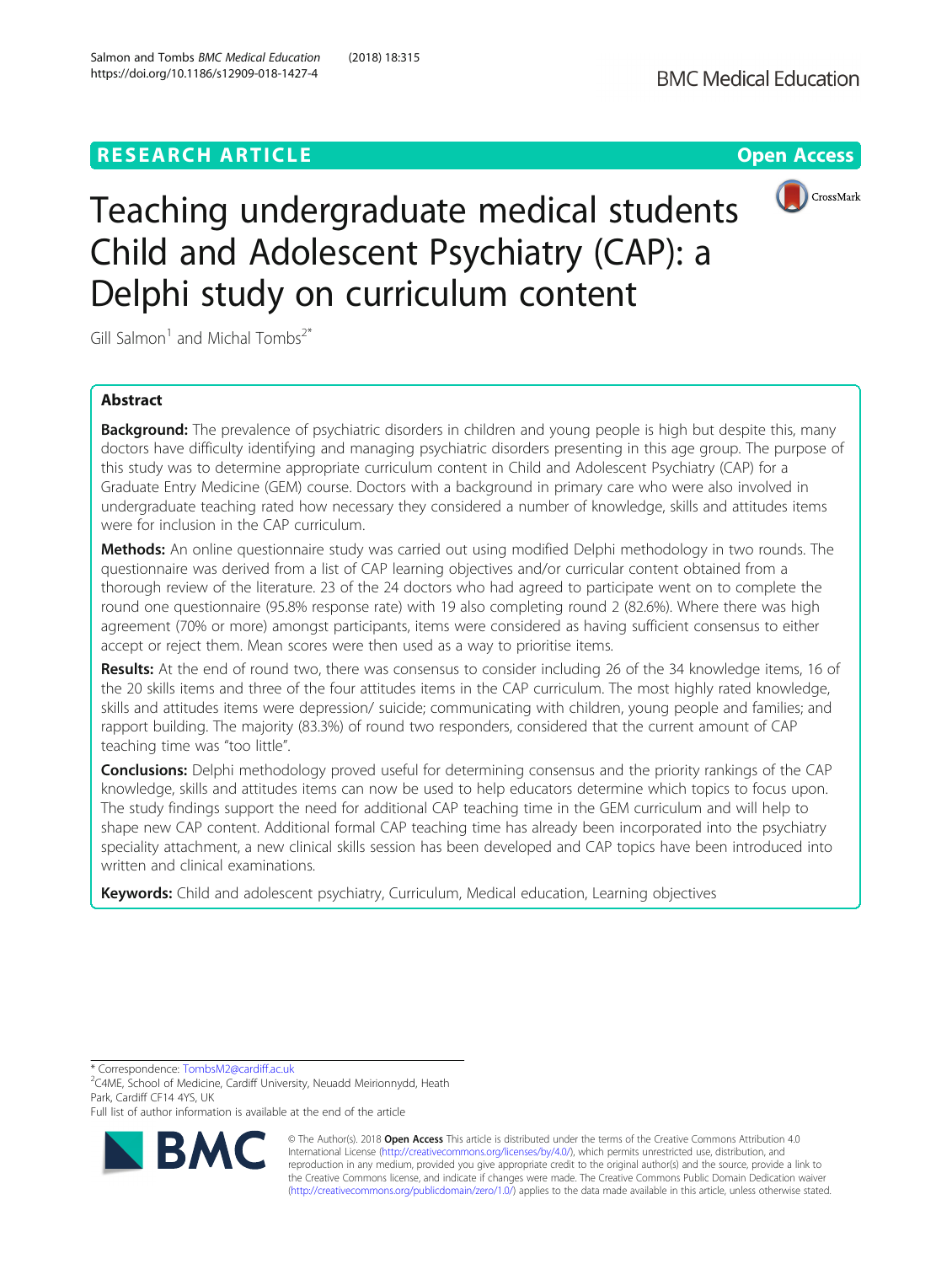RESEARCH ARTICLE

Open Access

# Teaching undergraduate medical students Child and Adolescent Psychiatry (CAP): a Delphi study on curriculum content

Gill Salmon[1] and Michal Tombs[2*]

## Abstract

**Background:** The prevalence of psychiatric disorders in children and young people is high but despite this, many doctors have difficulty identifying and managing psychiatric disorders presenting in this age group. The purpose of this study was to determine appropriate curriculum content in Child and Adolescent Psychiatry (CAP) for a Graduate Entry Medicine (GEM) course. Doctors with a background in primary care who were also involved in undergraduate teaching rated how necessary they considered a number of knowledge, skills and attitudes items were for inclusion in the CAP curriculum.

**Methods:** An online questionnaire study was carried out using modified Delphi methodology in two rounds. The questionnaire was derived from a list of CAP learning objectives and/or curricular content obtained from a thorough review of the literature. 23 of the 24 doctors who had agreed to participate went on to complete the round one questionnaire (95.8% response rate) with 19 also completing round 2 (82.6%). Where there was high agreement (70% or more) amongst participants, items were considered as having sufficient consensus to either accept or reject them. Mean scores were then used as a way to prioritise items.

**Results:** At the end of round two, there was consensus to consider including 26 of the 34 knowledge items, 16 of the 20 skills items and three of the four attitudes items in the CAP curriculum. The most highly rated knowledge, skills and attitudes items were depression/ suicide; communicating with children, young people and families; and rapport building. The majority (83.3%) of round two responders, considered that the current amount of CAP teaching time was "too little".

**Conclusions:** Delphi methodology proved useful for determining consensus and the priority rankings of the CAP knowledge, skills and attitudes items can now be used to help educators determine which topics to focus upon. The study findings support the need for additional CAP teaching time in the GEM curriculum and will help to shape new CAP content. Additional formal CAP teaching time has already been incorporated into the psychiatry speciality attachment, a new clinical skills session has been developed and CAP topics have been introduced into written and clinical examinations.

**Keywords:** Child and adolescent psychiatry, Curriculum, Medical education, Learning objectives

* Correspondence: TombsM2@cardiff.ac.uk
[2]C4ME, School of Medicine, Cardiff University, Neuadd Meirionnydd, Heath Park, Cardiff CF14 4YS, UK
Full list of author information is available at the end of the article

© The Author(s). 2018 **Open Access** This article is distributed under the terms of the Creative Commons Attribution 4.0 International License (http://creativecommons.org/licenses/by/4.0/), which permits unrestricted use, distribution, and reproduction in any medium, provided you give appropriate credit to the original author(s) and the source, provide a link to the Creative Commons license, and indicate if changes were made. The Creative Commons Public Domain Dedication waiver (http://creativecommons.org/publicdomain/zero/1.0/) applies to the data made available in this article, unless otherwise stated.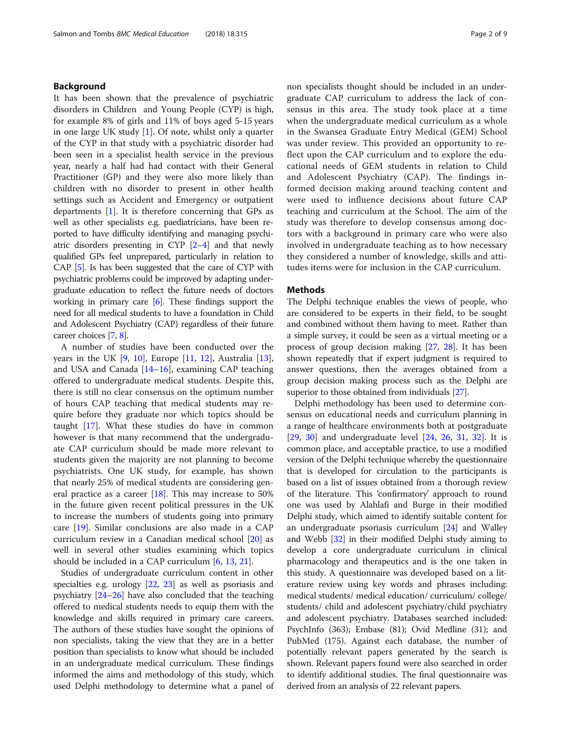## Background

It has been shown that the prevalence of psychiatric disorders in Children and Young People (CYP) is high, for example 8% of girls and 11% of boys aged 5-15 years in one large UK study [1]. Of note, whilst only a quarter of the CYP in that study with a psychiatric disorder had been seen in a specialist health service in the previous year, nearly a half had had contact with their General Practitioner (GP) and they were also more likely than children with no disorder to present in other health settings such as Accident and Emergency or outpatient departments [1]. It is therefore concerning that GPs as well as other specialists e.g. paediatricians, have been reported to have difficulty identifying and managing psychiatric disorders presenting in CYP [2–4] and that newly qualified GPs feel unprepared, particularly in relation to CAP [5]. Is has been suggested that the care of CYP with psychiatric problems could be improved by adapting undergraduate education to reflect the future needs of doctors working in primary care [6]. These findings support the need for all medical students to have a foundation in Child and Adolescent Psychiatry (CAP) regardless of their future career choices [7, 8].

A number of studies have been conducted over the years in the UK [9, 10], Europe [11, 12], Australia [13], and USA and Canada [14–16], examining CAP teaching offered to undergraduate medical students. Despite this, there is still no clear consensus on the optimum number of hours CAP teaching that medical students may require before they graduate nor which topics should be taught [17]. What these studies do have in common however is that many recommend that the undergraduate CAP curriculum should be made more relevant to students given the majority are not planning to become psychiatrists. One UK study, for example, has shown that nearly 25% of medical students are considering general practice as a career [18]. This may increase to 50% in the future given recent political pressures in the UK to increase the numbers of students going into primary care [19]. Similar conclusions are also made in a CAP curriculum review in a Canadian medical school [20] as well in several other studies examining which topics should be included in a CAP curriculum [6, 13, 21].

Studies of undergraduate curriculum content in other specialties e.g. urology [22, 23] as well as psoriasis and psychiatry [24–26] have also concluded that the teaching offered to medical students needs to equip them with the knowledge and skills required in primary care careers. The authors of these studies have sought the opinions of non specialists, taking the view that they are in a better position than specialists to know what should be included in an undergraduate medical curriculum. These findings informed the aims and methodology of this study, which used Delphi methodology to determine what a panel of non specialists thought should be included in an undergraduate CAP curriculum to address the lack of consensus in this area. The study took place at a time when the undergraduate medical curriculum as a whole in the Swansea Graduate Entry Medical (GEM) School was under review. This provided an opportunity to reflect upon the CAP curriculum and to explore the educational needs of GEM students in relation to Child and Adolescent Psychiatry (CAP). The findings informed decision making around teaching content and were used to influence decisions about future CAP teaching and curriculum at the School. The aim of the study was therefore to develop consensus among doctors with a background in primary care who were also involved in undergraduate teaching as to how necessary they considered a number of knowledge, skills and attitudes items were for inclusion in the CAP curriculum.

## Methods

The Delphi technique enables the views of people, who are considered to be experts in their field, to be sought and combined without them having to meet. Rather than a simple survey, it could be seen as a virtual meeting or a process of group decision making [27, 28]. It has been shown repeatedly that if expert judgment is required to answer questions, then the averages obtained from a group decision making process such as the Delphi are superior to those obtained from individuals [27].

Delphi methodology has been used to determine consensus on educational needs and curriculum planning in a range of healthcare environments both at postgraduate [29, 30] and undergraduate level [24, 26, 31, 32]. It is common place, and acceptable practice, to use a modified version of the Delphi technique whereby the questionnaire that is developed for circulation to the participants is based on a list of issues obtained from a thorough review of the literature. This 'confirmatory' approach to round one was used by Alahlafi and Burge in their modified Delphi study, which aimed to identify suitable content for an undergraduate psoriasis curriculum [24] and Walley and Webb [32] in their modified Delphi study aiming to develop a core undergraduate curriculum in clinical pharmacology and therapeutics and is the one taken in this study. A questionnaire was developed based on a literature review using key words and phrases including: medical students/ medical education/ curriculum/ college/ students/ child and adolescent psychiatry/child psychiatry and adolescent psychiatry. Databases searched included: PsychInfo (363); Embase (81); Ovid Medline (31); and PubMed (175). Against each database, the number of potentially relevant papers generated by the search is shown. Relevant papers found were also searched in order to identify additional studies. The final questionnaire was derived from an analysis of 22 relevant papers.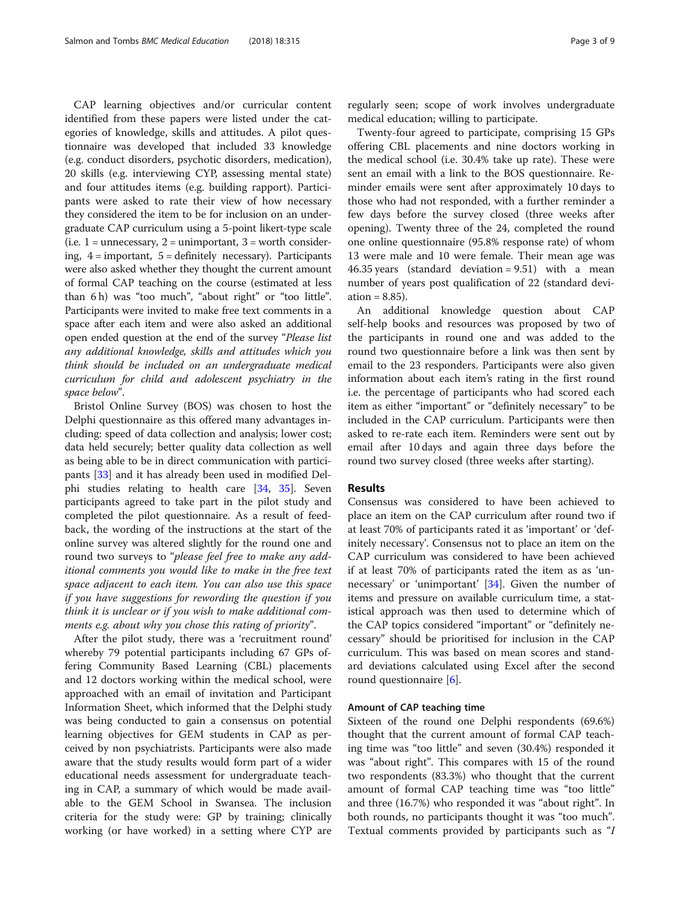CAP learning objectives and/or curricular content identified from these papers were listed under the categories of knowledge, skills and attitudes. A pilot questionnaire was developed that included 33 knowledge (e.g. conduct disorders, psychotic disorders, medication), 20 skills (e.g. interviewing CYP, assessing mental state) and four attitudes items (e.g. building rapport). Participants were asked to rate their view of how necessary they considered the item to be for inclusion on an undergraduate CAP curriculum using a 5-point likert-type scale (i.e. 1 = unnecessary, 2 = unimportant, 3 = worth considering, 4 = important, 5 = definitely necessary). Participants were also asked whether they thought the current amount of formal CAP teaching on the course (estimated at less than 6 h) was "too much", "about right" or "too little". Participants were invited to make free text comments in a space after each item and were also asked an additional open ended question at the end of the survey "*Please list any additional knowledge, skills and attitudes which you think should be included on an undergraduate medical curriculum for child and adolescent psychiatry in the space below*".

Bristol Online Survey (BOS) was chosen to host the Delphi questionnaire as this offered many advantages including: speed of data collection and analysis; lower cost; data held securely; better quality data collection as well as being able to be in direct communication with participants [33] and it has already been used in modified Delphi studies relating to health care [34, 35]. Seven participants agreed to take part in the pilot study and completed the pilot questionnaire. As a result of feedback, the wording of the instructions at the start of the online survey was altered slightly for the round one and round two surveys to "*please feel free to make any additional comments you would like to make in the free text space adjacent to each item. You can also use this space if you have suggestions for rewording the question if you think it is unclear or if you wish to make additional comments e.g. about why you chose this rating of priority*".

After the pilot study, there was a 'recruitment round' whereby 79 potential participants including 67 GPs offering Community Based Learning (CBL) placements and 12 doctors working within the medical school, were approached with an email of invitation and Participant Information Sheet, which informed that the Delphi study was being conducted to gain a consensus on potential learning objectives for GEM students in CAP as perceived by non psychiatrists. Participants were also made aware that the study results would form part of a wider educational needs assessment for undergraduate teaching in CAP, a summary of which would be made available to the GEM School in Swansea. The inclusion criteria for the study were: GP by training; clinically working (or have worked) in a setting where CYP are regularly seen; scope of work involves undergraduate medical education; willing to participate.

Twenty-four agreed to participate, comprising 15 GPs offering CBL placements and nine doctors working in the medical school (i.e. 30.4% take up rate). These were sent an email with a link to the BOS questionnaire. Reminder emails were sent after approximately 10 days to those who had not responded, with a further reminder a few days before the survey closed (three weeks after opening). Twenty three of the 24, completed the round one online questionnaire (95.8% response rate) of whom 13 were male and 10 were female. Their mean age was 46.35 years (standard deviation = 9.51) with a mean number of years post qualification of 22 (standard deviation = 8.85).

An additional knowledge question about CAP self-help books and resources was proposed by two of the participants in round one and was added to the round two questionnaire before a link was then sent by email to the 23 responders. Participants were also given information about each item's rating in the first round i.e. the percentage of participants who had scored each item as either "important" or "definitely necessary" to be included in the CAP curriculum. Participants were then asked to re-rate each item. Reminders were sent out by email after 10 days and again three days before the round two survey closed (three weeks after starting).

## Results

Consensus was considered to have been achieved to place an item on the CAP curriculum after round two if at least 70% of participants rated it as 'important' or 'definitely necessary'. Consensus not to place an item on the CAP curriculum was considered to have been achieved if at least 70% of participants rated the item as as 'unnecessary' or 'unimportant' [34]. Given the number of items and pressure on available curriculum time, a statistical approach was then used to determine which of the CAP topics considered "important" or "definitely necessary" should be prioritised for inclusion in the CAP curriculum. This was based on mean scores and standard deviations calculated using Excel after the second round questionnaire [6].

### Amount of CAP teaching time

Sixteen of the round one Delphi respondents (69.6%) thought that the current amount of formal CAP teaching time was "too little" and seven (30.4%) responded it was "about right". This compares with 15 of the round two respondents (83.3%) who thought that the current amount of formal CAP teaching time was "too little" and three (16.7%) who responded it was "about right". In both rounds, no participants thought it was "too much". Textual comments provided by participants such as "*I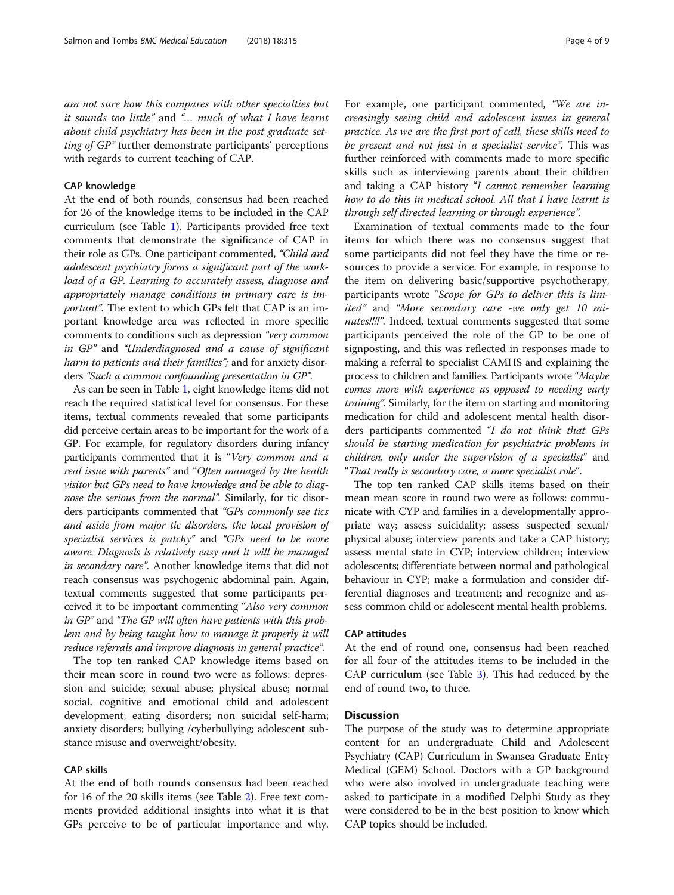*am not sure how this compares with other specialties but it sounds too little"* and *"… much of what I have learnt about child psychiatry has been in the post graduate setting of GP"* further demonstrate participants' perceptions with regards to current teaching of CAP.

### CAP knowledge

At the end of both rounds, consensus had been reached for 26 of the knowledge items to be included in the CAP curriculum (see Table 1). Participants provided free text comments that demonstrate the significance of CAP in their role as GPs. One participant commented, *"Child and adolescent psychiatry forms a significant part of the workload of a GP. Learning to accurately assess, diagnose and appropriately manage conditions in primary care is important".* The extent to which GPs felt that CAP is an important knowledge area was reflected in more specific comments to conditions such as depression *"very common in GP"* and *"Underdiagnosed and a cause of significant harm to patients and their families";* and for anxiety disorders *"Such a common confounding presentation in GP".*

As can be seen in Table 1, eight knowledge items did not reach the required statistical level for consensus. For these items, textual comments revealed that some participants did perceive certain areas to be important for the work of a GP. For example, for regulatory disorders during infancy participants commented that it is "*Very common and a real issue with parents"* and "*Often managed by the health visitor but GPs need to have knowledge and be able to diagnose the serious from the normal".* Similarly, for tic disorders participants commented that *"GPs commonly see tics and aside from major tic disorders, the local provision of specialist services is patchy"* and *"GPs need to be more aware. Diagnosis is relatively easy and it will be managed in secondary care".* Another knowledge items that did not reach consensus was psychogenic abdominal pain. Again, textual comments suggested that some participants perceived it to be important commenting "*Also very common in GP"* and *"The GP will often have patients with this problem and by being taught how to manage it properly it will reduce referrals and improve diagnosis in general practice".*

The top ten ranked CAP knowledge items based on their mean score in round two were as follows: depression and suicide; sexual abuse; physical abuse; normal social, cognitive and emotional child and adolescent development; eating disorders; non suicidal self-harm; anxiety disorders; bullying /cyberbullying; adolescent substance misuse and overweight/obesity.

### CAP skills

At the end of both rounds consensus had been reached for 16 of the 20 skills items (see Table 2). Free text comments provided additional insights into what it is that GPs perceive to be of particular importance and why. For example, one participant commented, *"We are increasingly seeing child and adolescent issues in general practice. As we are the first port of call, these skills need to be present and not just in a specialist service".* This was further reinforced with comments made to more specific skills such as interviewing parents about their children and taking a CAP history "*I cannot remember learning how to do this in medical school. All that I have learnt is through self directed learning or through experience".*

Examination of textual comments made to the four items for which there was no consensus suggest that some participants did not feel they have the time or resources to provide a service. For example, in response to the item on delivering basic/supportive psychotherapy, participants wrote "*Scope for GPs to deliver this is limited"* and *"More secondary care -we only get 10 minutes!!!!".* Indeed, textual comments suggested that some participants perceived the role of the GP to be one of signposting, and this was reflected in responses made to making a referral to specialist CAMHS and explaining the process to children and families. Participants wrote "*Maybe comes more with experience as opposed to needing early training".* Similarly, for the item on starting and monitoring medication for child and adolescent mental health disorders participants commented "*I do not think that GPs should be starting medication for psychiatric problems in children, only under the supervision of a specialist*" and "*That really is secondary care, a more specialist role*".

The top ten ranked CAP skills items based on their mean mean score in round two were as follows: communicate with CYP and families in a developmentally appropriate way; assess suicidality; assess suspected sexual/ physical abuse; interview parents and take a CAP history; assess mental state in CYP; interview children; interview adolescents; differentiate between normal and pathological behaviour in CYP; make a formulation and consider differential diagnoses and treatment; and recognize and assess common child or adolescent mental health problems.

### CAP attitudes

At the end of round one, consensus had been reached for all four of the attitudes items to be included in the CAP curriculum (see Table 3). This had reduced by the end of round two, to three.

## Discussion

The purpose of the study was to determine appropriate content for an undergraduate Child and Adolescent Psychiatry (CAP) Curriculum in Swansea Graduate Entry Medical (GEM) School. Doctors with a GP background who were also involved in undergraduate teaching were asked to participate in a modified Delphi Study as they were considered to be in the best position to know which CAP topics should be included.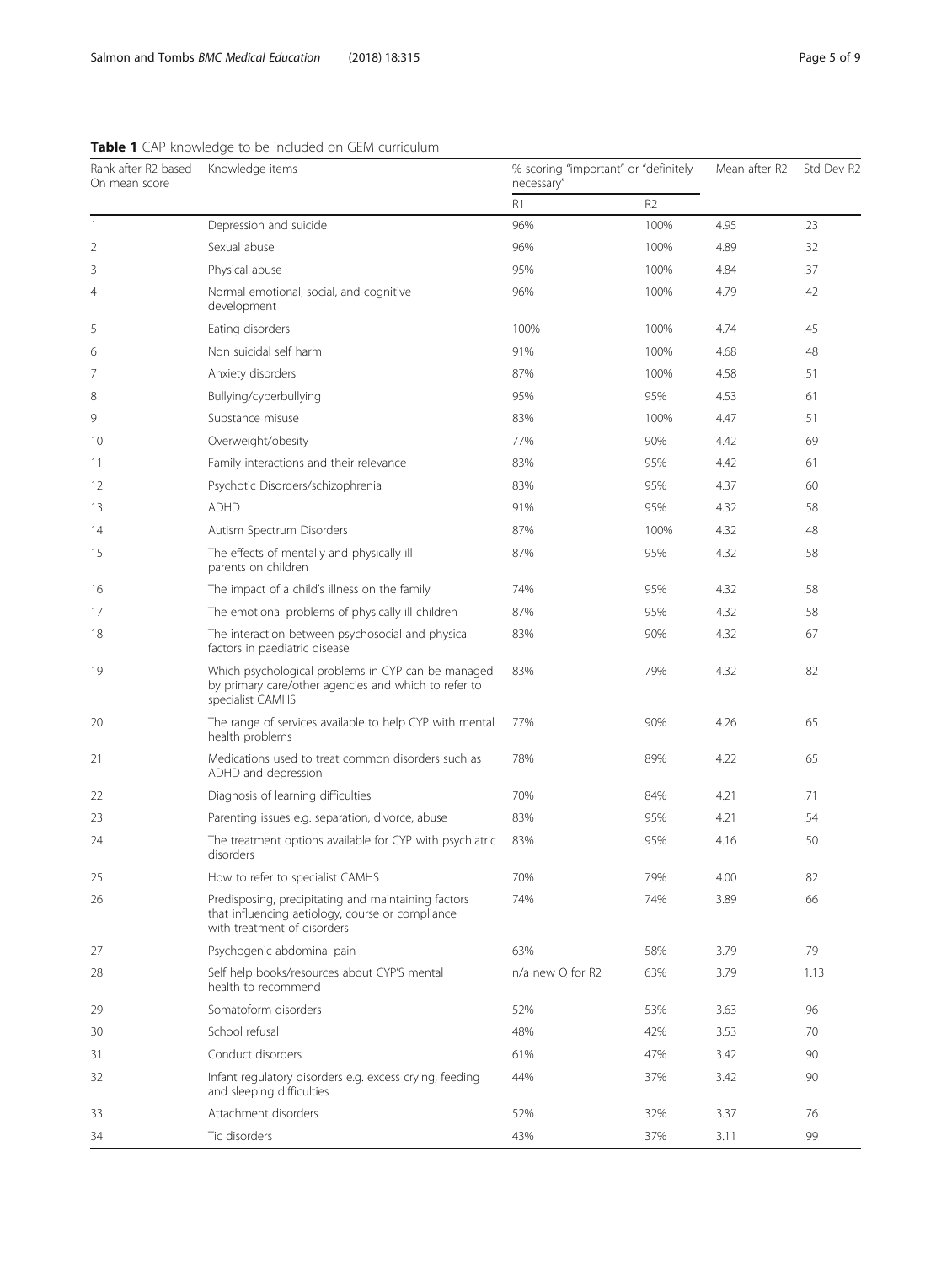**Table 1** CAP knowledge to be included on GEM curriculum

| Rank after R2 based On mean score | Knowledge items | % scoring "important" or "definitely necessary" | | Mean after R2 | Std Dev R2 |
|---|---|---|---|---|---|
| | | R1 | R2 | | |
| 1 | Depression and suicide | 96% | 100% | 4.95 | .23 |
| 2 | Sexual abuse | 96% | 100% | 4.89 | .32 |
| 3 | Physical abuse | 95% | 100% | 4.84 | .37 |
| 4 | Normal emotional, social, and cognitive development | 96% | 100% | 4.79 | .42 |
| 5 | Eating disorders | 100% | 100% | 4.74 | .45 |
| 6 | Non suicidal self harm | 91% | 100% | 4.68 | .48 |
| 7 | Anxiety disorders | 87% | 100% | 4.58 | .51 |
| 8 | Bullying/cyberbullying | 95% | 95% | 4.53 | .61 |
| 9 | Substance misuse | 83% | 100% | 4.47 | .51 |
| 10 | Overweight/obesity | 77% | 90% | 4.42 | .69 |
| 11 | Family interactions and their relevance | 83% | 95% | 4.42 | .61 |
| 12 | Psychotic Disorders/schizophrenia | 83% | 95% | 4.37 | .60 |
| 13 | ADHD | 91% | 95% | 4.32 | .58 |
| 14 | Autism Spectrum Disorders | 87% | 100% | 4.32 | .48 |
| 15 | The effects of mentally and physically ill parents on children | 87% | 95% | 4.32 | .58 |
| 16 | The impact of a child's illness on the family | 74% | 95% | 4.32 | .58 |
| 17 | The emotional problems of physically ill children | 87% | 95% | 4.32 | .58 |
| 18 | The interaction between psychosocial and physical factors in paediatric disease | 83% | 90% | 4.32 | .67 |
| 19 | Which psychological problems in CYP can be managed by primary care/other agencies and which to refer to specialist CAMHS | 83% | 79% | 4.32 | .82 |
| 20 | The range of services available to help CYP with mental health problems | 77% | 90% | 4.26 | .65 |
| 21 | Medications used to treat common disorders such as ADHD and depression | 78% | 89% | 4.22 | .65 |
| 22 | Diagnosis of learning difficulties | 70% | 84% | 4.21 | .71 |
| 23 | Parenting issues e.g. separation, divorce, abuse | 83% | 95% | 4.21 | .54 |
| 24 | The treatment options available for CYP with psychiatric disorders | 83% | 95% | 4.16 | .50 |
| 25 | How to refer to specialist CAMHS | 70% | 79% | 4.00 | .82 |
| 26 | Predisposing, precipitating and maintaining factors that influencing aetiology, course or compliance with treatment of disorders | 74% | 74% | 3.89 | .66 |
| 27 | Psychogenic abdominal pain | 63% | 58% | 3.79 | .79 |
| 28 | Self help books/resources about CYP'S mental health to recommend | n/a new Q for R2 | 63% | 3.79 | 1.13 |
| 29 | Somatoform disorders | 52% | 53% | 3.63 | .96 |
| 30 | School refusal | 48% | 42% | 3.53 | .70 |
| 31 | Conduct disorders | 61% | 47% | 3.42 | .90 |
| 32 | Infant regulatory disorders e.g. excess crying, feeding and sleeping difficulties | 44% | 37% | 3.42 | .90 |
| 33 | Attachment disorders | 52% | 32% | 3.37 | .76 |
| 34 | Tic disorders | 43% | 37% | 3.11 | .99 |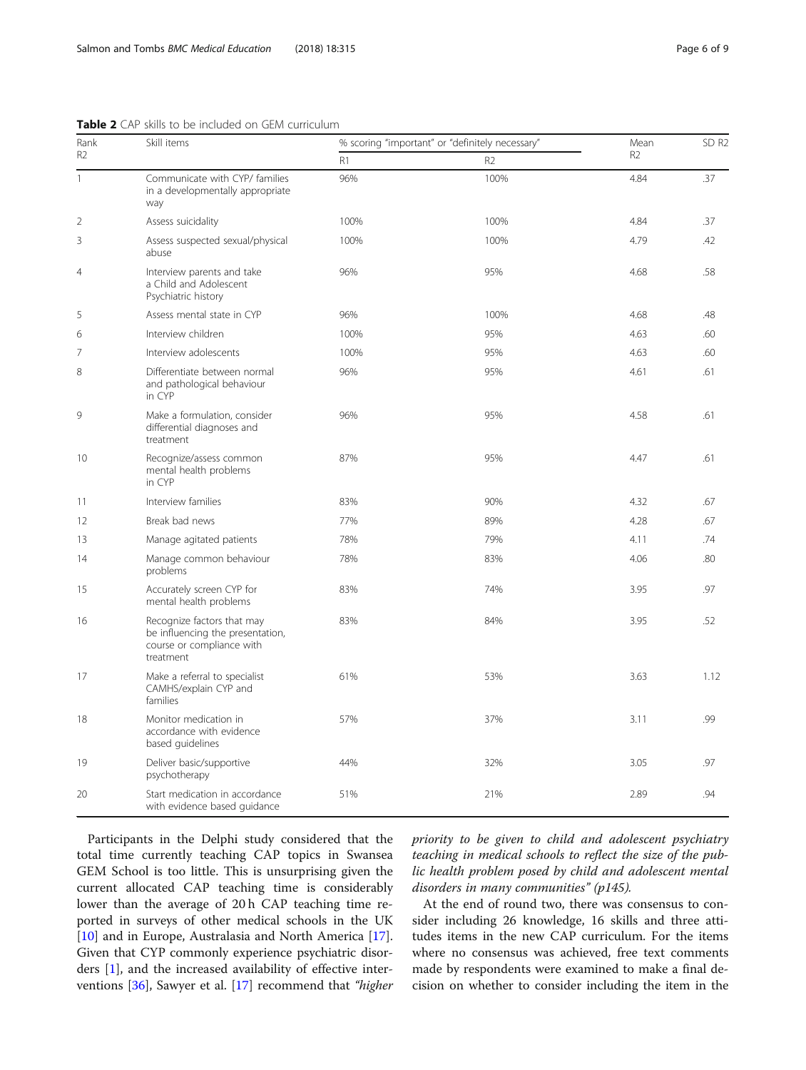**Table 2** CAP skills to be included on GEM curriculum

| Rank R2 | Skill items | % scoring "important" or "definitely necessary" | | Mean R2 | SD R2 |
|---|---|---|---|---|---|
| | | R1 | R2 | | |
| 1 | Communicate with CYP/ families in a developmentally appropriate way | 96% | 100% | 4.84 | .37 |
| 2 | Assess suicidality | 100% | 100% | 4.84 | .37 |
| 3 | Assess suspected sexual/physical abuse | 100% | 100% | 4.79 | .42 |
| 4 | Interview parents and take a Child and Adolescent Psychiatric history | 96% | 95% | 4.68 | .58 |
| 5 | Assess mental state in CYP | 96% | 100% | 4.68 | .48 |
| 6 | Interview children | 100% | 95% | 4.63 | .60 |
| 7 | Interview adolescents | 100% | 95% | 4.63 | .60 |
| 8 | Differentiate between normal and pathological behaviour in CYP | 96% | 95% | 4.61 | .61 |
| 9 | Make a formulation, consider differential diagnoses and treatment | 96% | 95% | 4.58 | .61 |
| 10 | Recognize/assess common mental health problems in CYP | 87% | 95% | 4.47 | .61 |
| 11 | Interview families | 83% | 90% | 4.32 | .67 |
| 12 | Break bad news | 77% | 89% | 4.28 | .67 |
| 13 | Manage agitated patients | 78% | 79% | 4.11 | .74 |
| 14 | Manage common behaviour problems | 78% | 83% | 4.06 | .80 |
| 15 | Accurately screen CYP for mental health problems | 83% | 74% | 3.95 | .97 |
| 16 | Recognize factors that may be influencing the presentation, course or compliance with treatment | 83% | 84% | 3.95 | .52 |
| 17 | Make a referral to specialist CAMHS/explain CYP and families | 61% | 53% | 3.63 | 1.12 |
| 18 | Monitor medication in accordance with evidence based guidelines | 57% | 37% | 3.11 | .99 |
| 19 | Deliver basic/supportive psychotherapy | 44% | 32% | 3.05 | .97 |
| 20 | Start medication in accordance with evidence based guidance | 51% | 21% | 2.89 | .94 |

Participants in the Delphi study considered that the total time currently teaching CAP topics in Swansea GEM School is too little. This is unsurprising given the current allocated CAP teaching time is considerably lower than the average of 20 h CAP teaching time reported in surveys of other medical schools in the UK [10] and in Europe, Australasia and North America [17]. Given that CYP commonly experience psychiatric disorders [1], and the increased availability of effective interventions [36], Sawyer et al. [17] recommend that *"higher priority to be given to child and adolescent psychiatry teaching in medical schools to reflect the size of the public health problem posed by child and adolescent mental disorders in many communities" (p145).*

At the end of round two, there was consensus to consider including 26 knowledge, 16 skills and three attitudes items in the new CAP curriculum. For the items where no consensus was achieved, free text comments made by respondents were examined to make a final decision on whether to consider including the item in the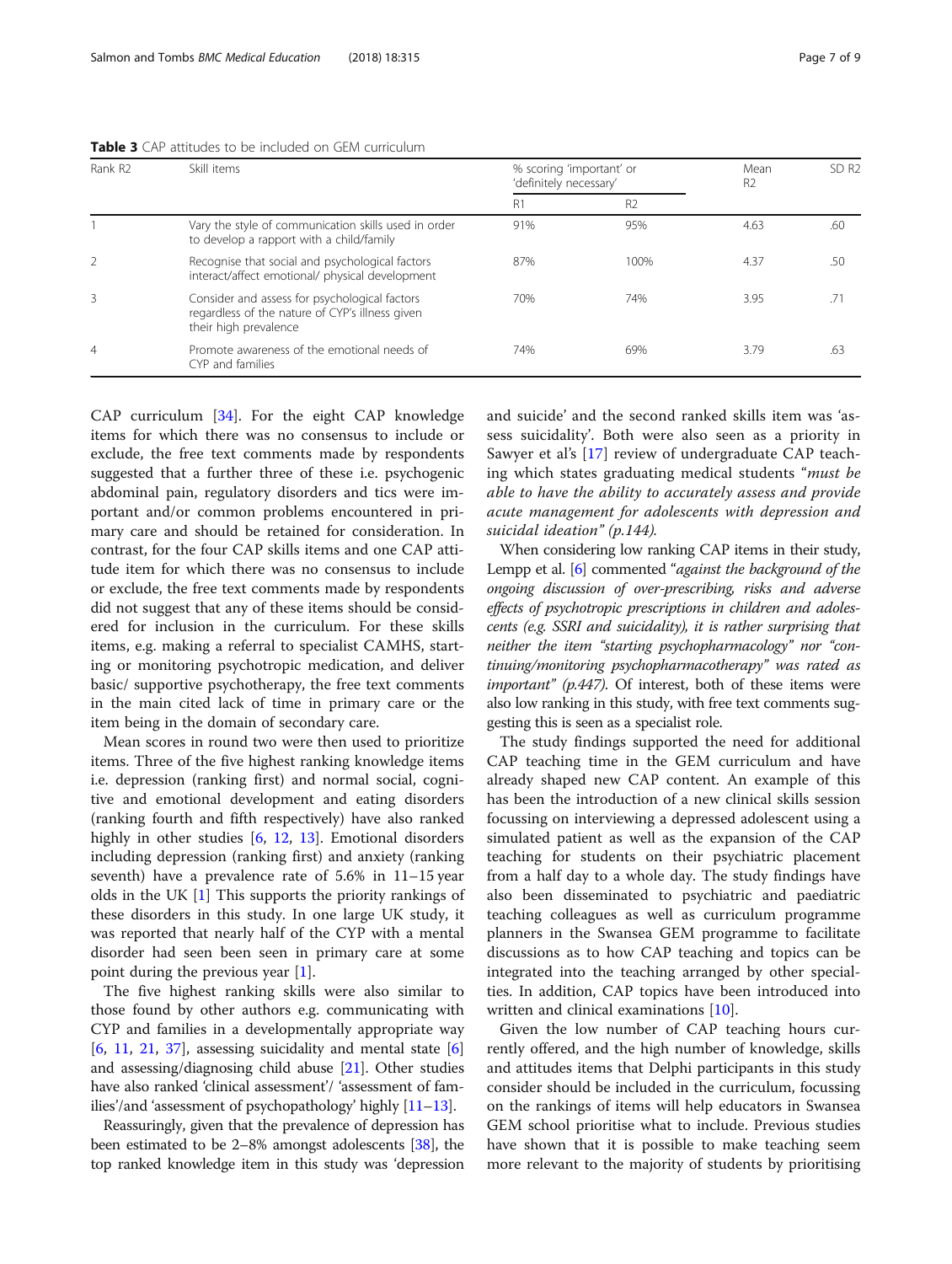**Table 3** CAP attitudes to be included on GEM curriculum

| Rank R2 | Skill items | % scoring 'important' or 'definitely necessary' | | Mean R2 | SD R2 |
|---|---|---|---|---|---|
| | | R1 | R2 | | |
| 1 | Vary the style of communication skills used in order to develop a rapport with a child/family | 91% | 95% | 4.63 | .60 |
| 2 | Recognise that social and psychological factors interact/affect emotional/ physical development | 87% | 100% | 4.37 | .50 |
| 3 | Consider and assess for psychological factors regardless of the nature of CYP's illness given their high prevalence | 70% | 74% | 3.95 | .71 |
| 4 | Promote awareness of the emotional needs of CYP and families | 74% | 69% | 3.79 | .63 |

CAP curriculum [34]. For the eight CAP knowledge items for which there was no consensus to include or exclude, the free text comments made by respondents suggested that a further three of these i.e. psychogenic abdominal pain, regulatory disorders and tics were important and/or common problems encountered in primary care and should be retained for consideration. In contrast, for the four CAP skills items and one CAP attitude item for which there was no consensus to include or exclude, the free text comments made by respondents did not suggest that any of these items should be considered for inclusion in the curriculum. For these skills items, e.g. making a referral to specialist CAMHS, starting or monitoring psychotropic medication, and deliver basic/ supportive psychotherapy, the free text comments in the main cited lack of time in primary care or the item being in the domain of secondary care.

Mean scores in round two were then used to prioritize items. Three of the five highest ranking knowledge items i.e. depression (ranking first) and normal social, cognitive and emotional development and eating disorders (ranking fourth and fifth respectively) have also ranked highly in other studies [6, 12, 13]. Emotional disorders including depression (ranking first) and anxiety (ranking seventh) have a prevalence rate of 5.6% in 11–15 year olds in the UK [1] This supports the priority rankings of these disorders in this study. In one large UK study, it was reported that nearly half of the CYP with a mental disorder had seen been seen in primary care at some point during the previous year [1].

The five highest ranking skills were also similar to those found by other authors e.g. communicating with CYP and families in a developmentally appropriate way [6, 11, 21, 37], assessing suicidality and mental state [6] and assessing/diagnosing child abuse [21]. Other studies have also ranked 'clinical assessment'/ 'assessment of families'/and 'assessment of psychopathology' highly [11–13].

Reassuringly, given that the prevalence of depression has been estimated to be 2–8% amongst adolescents [38], the top ranked knowledge item in this study was 'depression and suicide' and the second ranked skills item was 'assess suicidality'. Both were also seen as a priority in Sawyer et al's [17] review of undergraduate CAP teaching which states graduating medical students "*must be able to have the ability to accurately assess and provide acute management for adolescents with depression and suicidal ideation" (p.144).*

When considering low ranking CAP items in their study, Lempp et al. [6] commented "*against the background of the ongoing discussion of over-prescribing, risks and adverse effects of psychotropic prescriptions in children and adolescents (e.g. SSRI and suicidality), it is rather surprising that neither the item "starting psychopharmacology" nor "continuing/monitoring psychopharmacotherapy" was rated as important" (p.447).* Of interest, both of these items were also low ranking in this study, with free text comments suggesting this is seen as a specialist role.

The study findings supported the need for additional CAP teaching time in the GEM curriculum and have already shaped new CAP content. An example of this has been the introduction of a new clinical skills session focussing on interviewing a depressed adolescent using a simulated patient as well as the expansion of the CAP teaching for students on their psychiatric placement from a half day to a whole day. The study findings have also been disseminated to psychiatric and paediatric teaching colleagues as well as curriculum programme planners in the Swansea GEM programme to facilitate discussions as to how CAP teaching and topics can be integrated into the teaching arranged by other specialties. In addition, CAP topics have been introduced into written and clinical examinations [10].

Given the low number of CAP teaching hours currently offered, and the high number of knowledge, skills and attitudes items that Delphi participants in this study consider should be included in the curriculum, focussing on the rankings of items will help educators in Swansea GEM school prioritise what to include. Previous studies have shown that it is possible to make teaching seem more relevant to the majority of students by prioritising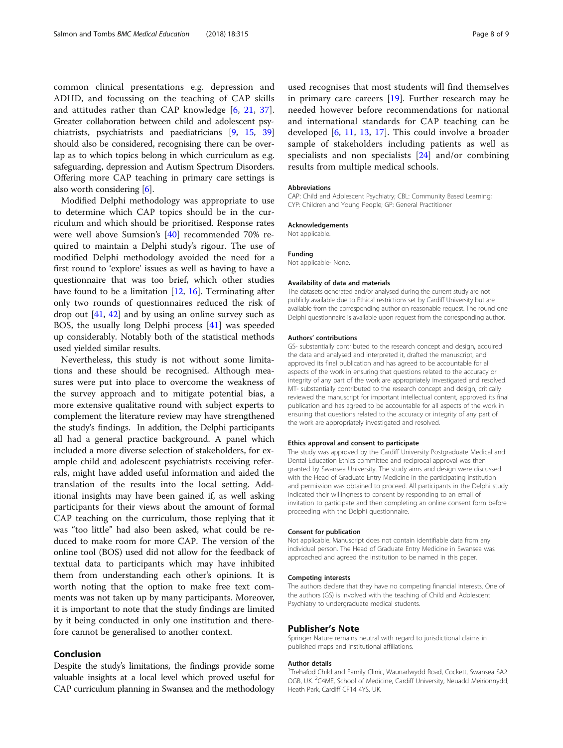common clinical presentations e.g. depression and ADHD, and focussing on the teaching of CAP skills and attitudes rather than CAP knowledge [6, 21, 37]. Greater collaboration between child and adolescent psychiatrists, psychiatrists and paediatricians [9, 15, 39] should also be considered, recognising there can be overlap as to which topics belong in which curriculum as e.g. safeguarding, depression and Autism Spectrum Disorders. Offering more CAP teaching in primary care settings is also worth considering [6].

Modified Delphi methodology was appropriate to use to determine which CAP topics should be in the curriculum and which should be prioritised. Response rates were well above Sumsion's [40] recommended 70% required to maintain a Delphi study's rigour. The use of modified Delphi methodology avoided the need for a first round to 'explore' issues as well as having to have a questionnaire that was too brief, which other studies have found to be a limitation [12, 16]. Terminating after only two rounds of questionnaires reduced the risk of drop out [41, 42] and by using an online survey such as BOS, the usually long Delphi process [41] was speeded up considerably. Notably both of the statistical methods used yielded similar results.

Nevertheless, this study is not without some limitations and these should be recognised. Although measures were put into place to overcome the weakness of the survey approach and to mitigate potential bias, a more extensive qualitative round with subject experts to complement the literature review may have strengthened the study's findings. In addition, the Delphi participants all had a general practice background. A panel which included a more diverse selection of stakeholders, for example child and adolescent psychiatrists receiving referrals, might have added useful information and aided the translation of the results into the local setting. Additional insights may have been gained if, as well asking participants for their views about the amount of formal CAP teaching on the curriculum, those replying that it was "too little" had also been asked, what could be reduced to make room for more CAP. The version of the online tool (BOS) used did not allow for the feedback of textual data to participants which may have inhibited them from understanding each other's opinions. It is worth noting that the option to make free text comments was not taken up by many participants. Moreover, it is important to note that the study findings are limited by it being conducted in only one institution and therefore cannot be generalised to another context.

## Conclusion

Despite the study's limitations, the findings provide some valuable insights at a local level which proved useful for CAP curriculum planning in Swansea and the methodology used recognises that most students will find themselves in primary care careers [19]. Further research may be needed however before recommendations for national and international standards for CAP teaching can be developed [6, 11, 13, 17]. This could involve a broader sample of stakeholders including patients as well as specialists and non specialists [24] and/or combining results from multiple medical schools.

#### Abbreviations

CAP: Child and Adolescent Psychiatry; CBL: Community Based Learning; CYP: Children and Young People; GP: General Practitioner

#### Acknowledgements

Not applicable.

#### Funding

Not applicable- None.

#### Availability of data and materials

The datasets generated and/or analysed during the current study are not publicly available due to Ethical restrictions set by Cardiff University but are available from the corresponding author on reasonable request. The round one Delphi questionnaire is available upon request from the corresponding author.

#### Authors' contributions

GS- substantially contributed to the research concept and design, acquired the data and analysed and interpreted it, drafted the manuscript, and approved its final publication and has agreed to be accountable for all aspects of the work in ensuring that questions related to the accuracy or integrity of any part of the work are appropriately investigated and resolved. MT- substantially contributed to the research concept and design, critically reviewed the manuscript for important intellectual content, approved its final publication and has agreed to be accountable for all aspects of the work in ensuring that questions related to the accuracy or integrity of any part of the work are appropriately investigated and resolved.

#### Ethics approval and consent to participate

The study was approved by the Cardiff University Postgraduate Medical and Dental Education Ethics committee and reciprocal approval was then granted by Swansea University. The study aims and design were discussed with the Head of Graduate Entry Medicine in the participating institution and permission was obtained to proceed. All participants in the Delphi study indicated their willingness to consent by responding to an email of invitation to participate and then completing an online consent form before proceeding with the Delphi questionnaire.

#### Consent for publication

Not applicable. Manuscript does not contain identifiable data from any individual person. The Head of Graduate Entry Medicine in Swansea was approached and agreed the institution to be named in this paper.

#### Competing interests

The authors declare that they have no competing financial interests. One of the authors (GS) is involved with the teaching of Child and Adolescent Psychiatry to undergraduate medical students.

## Publisher's Note

Springer Nature remains neutral with regard to jurisdictional claims in published maps and institutional affiliations.

#### Author details

[1]Trehafod Child and Family Clinic, Waunarlwydd Road, Cockett, Swansea SA2 OGB, UK. [2]C4ME, School of Medicine, Cardiff University, Neuadd Meirionnydd, Heath Park, Cardiff CF14 4YS, UK.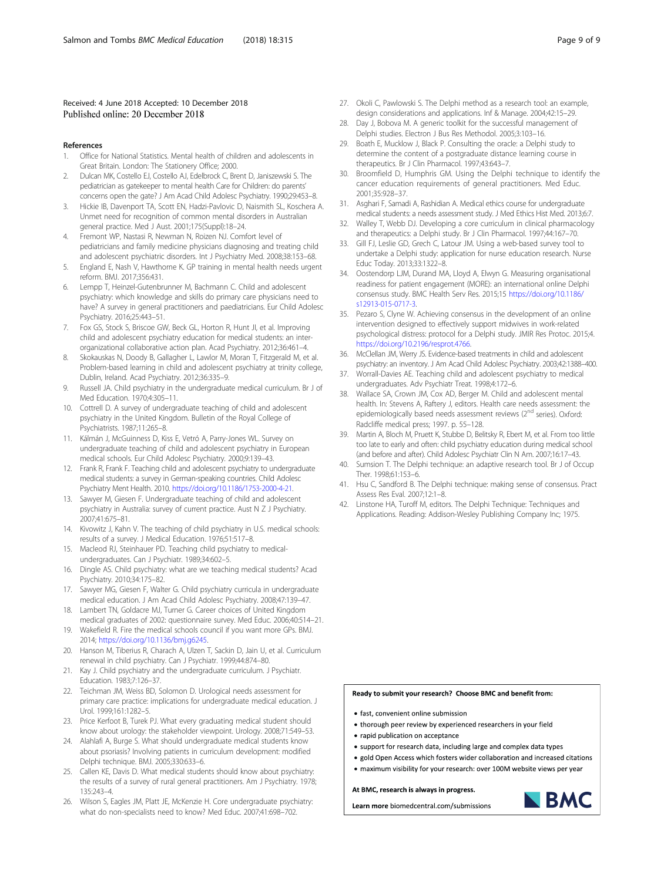Received: 4 June 2018 Accepted: 10 December 2018
Published online: 20 December 2018

## References

1. Office for National Statistics. Mental health of children and adolescents in Great Britain. London: The Stationery Office; 2000.
2. Dulcan MK, Costello EJ, Costello AJ, Edelbrock C, Brent D, Janiszewski S. The pediatrician as gatekeeper to mental health Care for Children: do parents' concerns open the gate? J Am Acad Child Adolesc Psychiatry. 1990;29:453–8.
3. Hickie IB, Davenport TA, Scott EN, Hadzi-Pavlovic D, Naismith SL, Koschera A. Unmet need for recognition of common mental disorders in Australian general practice. Med J Aust. 2001;175(Suppl):18–24.
4. Fremont WP, Nastasi R, Newman N, Roizen NJ. Comfort level of pediatricians and family medicine physicians diagnosing and treating child and adolescent psychiatric disorders. Int J Psychiatry Med. 2008;38:153–68.
5. England E, Nash V, Hawthorne K. GP training in mental health needs urgent reform. BMJ. 2017;356:431.
6. Lempp T, Heinzel-Gutenbrunner M, Bachmann C. Child and adolescent psychiatry: which knowledge and skills do primary care physicians need to have? A survey in general practitioners and paediatricians. Eur Child Adolesc Psychiatry. 2016;25:443–51.
7. Fox GS, Stock S, Briscoe GW, Beck GL, Horton R, Hunt JI, et al. Improving child and adolescent psychiatry education for medical students: an inter-organizational collaborative action plan. Acad Psychiatry. 2012;36:461–4.
8. Skokauskas N, Doody B, Gallagher L, Lawlor M, Moran T, Fitzgerald M, et al. Problem-based learning in child and adolescent psychiatry at trinity college, Dublin, Ireland. Acad Psychiatry. 2012;36:335–9.
9. Russell JA. Child psychiatry in the undergraduate medical curriculum. Br J of Med Education. 1970;4:305–11.
10. Cottrell D. A survey of undergraduate teaching of child and adolescent psychiatry in the United Kingdom. Bulletin of the Royal College of Psychiatrists. 1987;11:265–8.
11. Kálmán J, McGuinness D, Kiss E, Vetró A, Parry-Jones WL. Survey on undergraduate teaching of child and adolescent psychiatry in European medical schools. Eur Child Adolesc Psychiatry. 2000;9:139–43.
12. Frank R, Frank F. Teaching child and adolescent psychiatry to undergraduate medical students: a survey in German-speaking countries. Child Adolesc Psychiatry Ment Health. 2010. https://doi.org/10.1186/1753-2000-4-21.
13. Sawyer M, Giesen F. Undergraduate teaching of child and adolescent psychiatry in Australia: survey of current practice. Aust N Z J Psychiatry. 2007;41:675–81.
14. Kivowitz J, Kahn V. The teaching of child psychiatry in U.S. medical schools: results of a survey. J Medical Education. 1976;51:517–8.
15. Macleod RJ, Steinhauer PD. Teaching child psychiatry to medical-undergraduates. Can J Psychiatr. 1989;34:602–5.
16. Dingle AS. Child psychiatry: what are we teaching medical students? Acad Psychiatry. 2010;34:175–82.
17. Sawyer MG, Giesen F, Walter G. Child psychiatry curricula in undergraduate medical education. J Am Acad Child Adolesc Psychiatry. 2008;47:139–47.
18. Lambert TN, Goldacre MJ, Turner G. Career choices of United Kingdom medical graduates of 2002: questionnaire survey. Med Educ. 2006;40:514–21.
19. Wakefield R. Fire the medical schools council if you want more GPs. BMJ. 2014; https://doi.org/10.1136/bmj.g6245.
20. Hanson M, Tiberius R, Charach A, Ulzen T, Sackin D, Jain U, et al. Curriculum renewal in child psychiatry. Can J Psychiatr. 1999;44:874–80.
21. Kay J. Child psychiatry and the undergraduate curriculum. J Psychiatr. Education. 1983;7:126–37.
22. Teichman JM, Weiss BD, Solomon D. Urological needs assessment for primary care practice: implications for undergraduate medical education. J Urol. 1999;161:1282–5.
23. Price Kerfoot B, Turek PJ. What every graduating medical student should know about urology: the stakeholder viewpoint. Urology. 2008;71:549–53.
24. Alahlafi A, Burge S. What should undergraduate medical students know about psoriasis? Involving patients in curriculum development: modified Delphi technique. BMJ. 2005;330:633–6.
25. Callen KE, Davis D. What medical students should know about psychiatry: the results of a survey of rural general practitioners. Am J Psychiatry. 1978; 135:243–4.
26. Wilson S, Eagles JM, Platt JE, McKenzie H. Core undergraduate psychiatry: what do non-specialists need to know? Med Educ. 2007;41:698–702.
27. Okoli C, Pawlowski S. The Delphi method as a research tool: an example, design considerations and applications. Inf & Manage. 2004;42:15–29.
28. Day J, Bobova M. A generic toolkit for the successful management of Delphi studies. Electron J Bus Res Methodol. 2005;3:103–16.
29. Boath E, Mucklow J, Black P. Consulting the oracle: a Delphi study to determine the content of a postgraduate distance learning course in therapeutics. Br J Clin Pharmacol. 1997;43:643–7.
30. Broomfield D, Humphris GM. Using the Delphi technique to identify the cancer education requirements of general practitioners. Med Educ. 2001;35:928–37.
31. Asghari F, Samadi A, Rashidian A. Medical ethics course for undergraduate medical students: a needs assessment study. J Med Ethics Hist Med. 2013;6:7.
32. Walley T, Webb DJ. Developing a core curriculum in clinical pharmacology and therapeutics: a Delphi study. Br J Clin Pharmacol. 1997;44:167–70.
33. Gill FJ, Leslie GD, Grech C, Latour JM. Using a web-based survey tool to undertake a Delphi study: application for nurse education research. Nurse Educ Today. 2013;33:1322–8.
34. Oostendorp LJM, Durand MA, Lloyd A, Elwyn G. Measuring organisational readiness for patient engagement (MORE): an international online Delphi consensus study. BMC Health Serv Res. 2015;15 https://doi.org/10.1186/s12913-015-0717-3.
35. Pezaro S, Clyne W. Achieving consensus in the development of an online intervention designed to effectively support midwives in work-related psychological distress: protocol for a Delphi study. JMIR Res Protoc. 2015;4. https://doi.org/10.2196/resprot.4766.
36. McClellan JM, Werry JS. Evidence-based treatments in child and adolescent psychiatry: an inventory. J Am Acad Child Adolesc Psychiatry. 2003;42:1388–400.
37. Worrall-Davies AE. Teaching child and adolescent psychiatry to medical undergraduates. Adv Psychiatr Treat. 1998;4:172–6.
38. Wallace SA, Crown JM, Cox AD, Berger M. Child and adolescent mental health. In: Stevens A, Raftery J, editors. Health care needs assessment: the epidemiologically based needs assessment reviews (2nd series). Oxford: Radcliffe medical press; 1997. p. 55–128.
39. Martin A, Bloch M, Pruett K, Stubbe D, Belitsky R, Ebert M, et al. From too little too late to early and often: child psychiatry education during medical school (and before and after). Child Adolesc Psychiatr Clin N Am. 2007;16:17–43.
40. Sumsion T. The Delphi technique: an adaptive research tool. Br J of Occup Ther. 1998;61:153–6.
41. Hsu C, Sandford B. The Delphi technique: making sense of consensus. Pract Assess Res Eval. 2007;12:1–8.
42. Linstone HA, Turoff M, editors. The Delphi Technique: Techniques and Applications. Reading: Addison-Wesley Publishing Company Inc; 1975.

**Ready to submit your research? Choose BMC and benefit from:**

- fast, convenient online submission
- thorough peer review by experienced researchers in your field
- rapid publication on acceptance
- support for research data, including large and complex data types
- gold Open Access which fosters wider collaboration and increased citations
- maximum visibility for your research: over 100M website views per year

**At BMC, research is always in progress.**

**Learn more** biomedcentral.com/submissions

BMC